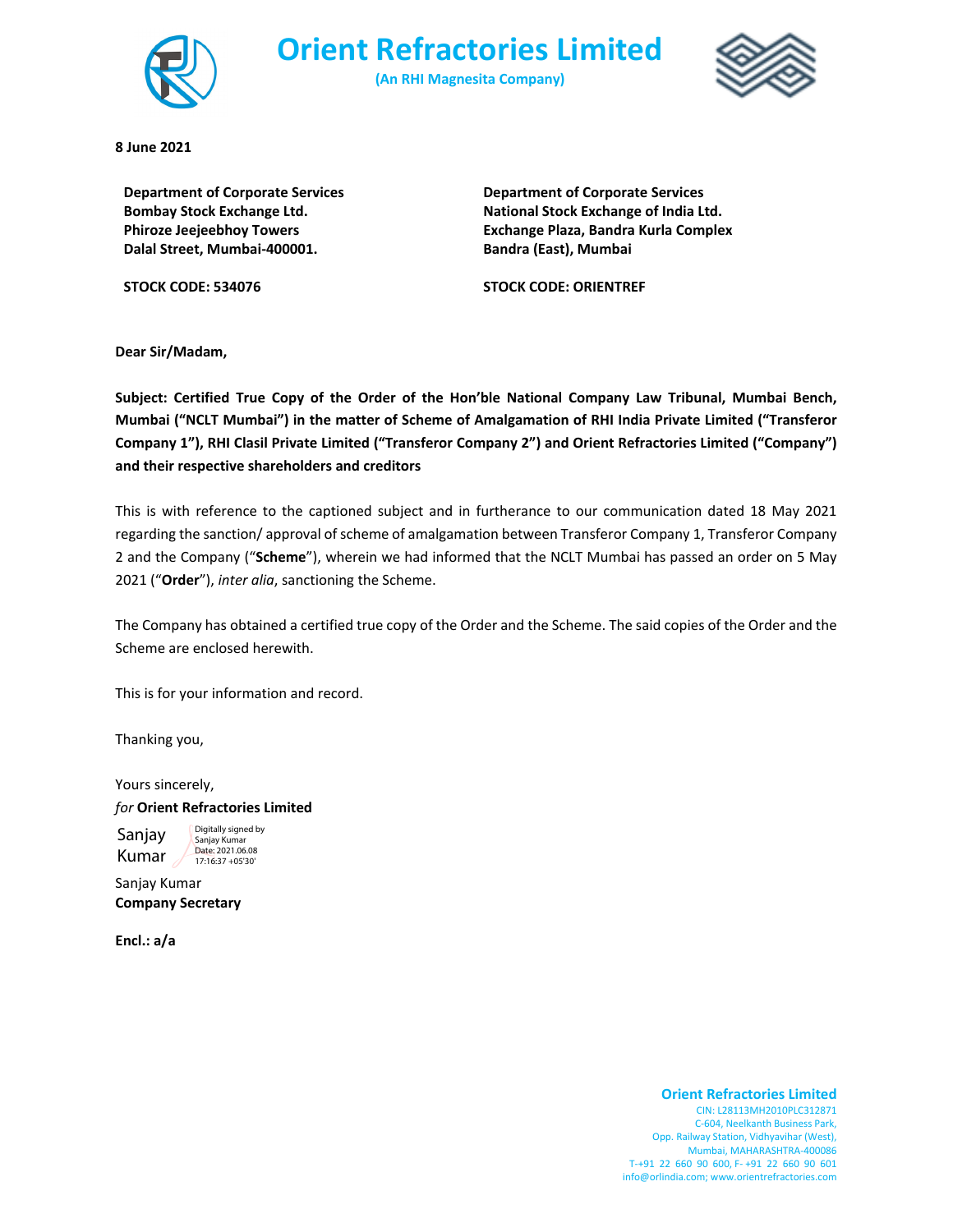# Orient Refractories Limited

**(An RHI Magnesita Company)**

**8 June 2021**

**Department of Corporate Services**
**Bombay Stock Exchange Ltd.**
**Phiroze Jeejeebhoy Towers**
**Dalal Street, Mumbai-400001.**

**STOCK CODE: 534076**

**Department of Corporate Services**
**National Stock Exchange of India Ltd.**
**Exchange Plaza, Bandra Kurla Complex**
**Bandra (East), Mumbai**

**STOCK CODE: ORIENTREF**

**Dear Sir/Madam,**

**Subject: Certified True Copy of the Order of the Hon'ble National Company Law Tribunal, Mumbai Bench, Mumbai ("NCLT Mumbai") in the matter of Scheme of Amalgamation of RHI India Private Limited ("Transferor Company 1"), RHI Clasil Private Limited ("Transferor Company 2") and Orient Refractories Limited ("Company") and their respective shareholders and creditors**

This is with reference to the captioned subject and in furtherance to our communication dated 18 May 2021 regarding the sanction/ approval of scheme of amalgamation between Transferor Company 1, Transferor Company 2 and the Company ("**Scheme**"), wherein we had informed that the NCLT Mumbai has passed an order on 5 May 2021 ("**Order**"), *inter alia*, sanctioning the Scheme.

The Company has obtained a certified true copy of the Order and the Scheme. The said copies of the Order and the Scheme are enclosed herewith.

This is for your information and record.

Thanking you,

Yours sincerely,
*for* **Orient Refractories Limited**

Sanjay Kumar
Digitally signed by Sanjay Kumar
Date: 2021.06.08 17:16:37 +05'30'

Sanjay Kumar
**Company Secretary**

**Encl.: a/a**

**Orient Refractories Limited**
CIN: L28113MH2010PLC312871
C-604, Neelkanth Business Park,
Opp. Railway Station, Vidhyavihar (West),
Mumbai, MAHARASHTRA-400086
T-+91 22 660 90 600, F- +91 22 660 90 601
info@orlindia.com; www.orientrefractories.com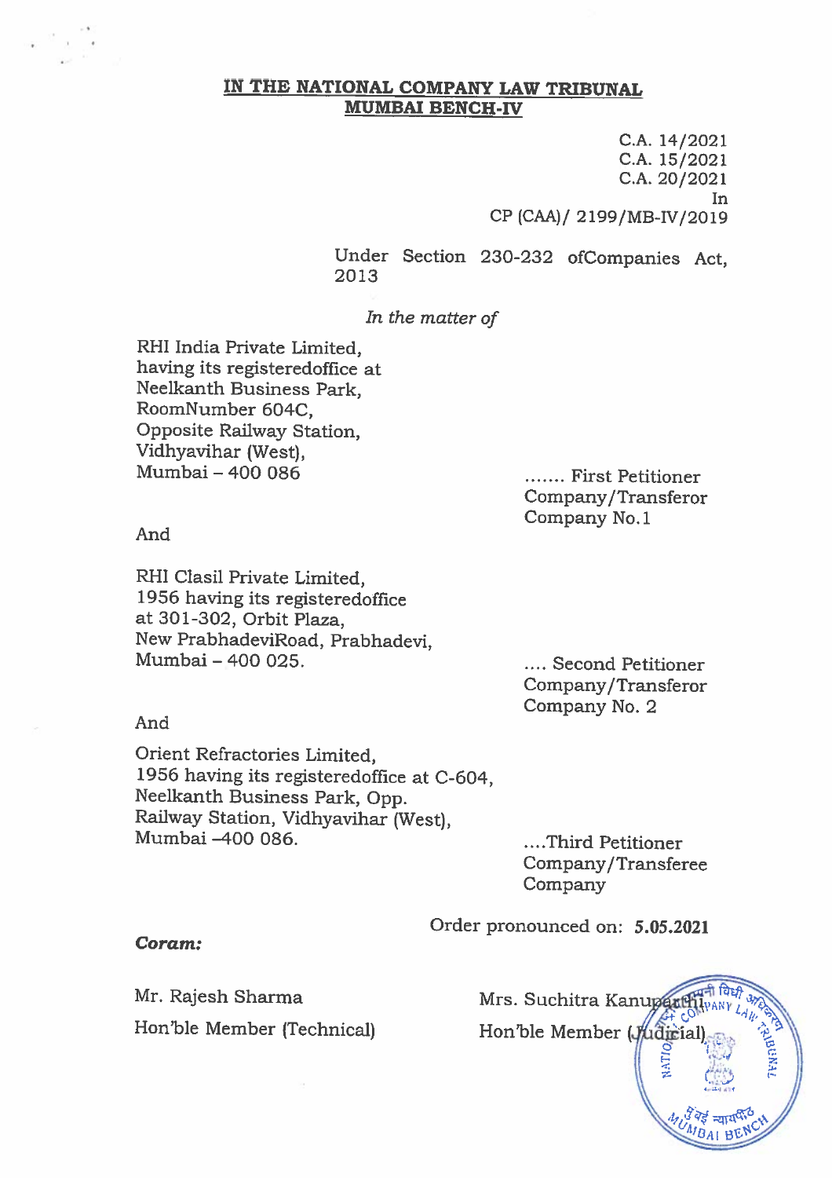**IN THE NATIONAL COMPANY LAW TRIBUNAL**
**MUMBAI BENCH-IV**

C.A. 14/2021
C.A. 15/2021
C.A. 20/2021
In
CP (CAA)/ 2199/MB-IV/2019

Under Section 230-232 ofCompanies Act, 2013

*In the matter of*

RHI India Private Limited,
having its registeredoffice at
Neelkanth Business Park,
RoomNumber 604C,
Opposite Railway Station,
Vidhyavihar (West),
Mumbai – 400 086

....... First Petitioner Company/Transferor Company No.1

And

RHI Clasil Private Limited,
1956 having its registeredoffice
at 301-302, Orbit Plaza,
New PrabhadeviRoad, Prabhadevi,
Mumbai – 400 025.

.... Second Petitioner Company/Transferor Company No. 2

And

Orient Refractories Limited,
1956 having its registeredoffice at C-604,
Neelkanth Business Park, Opp.
Railway Station, Vidhyavihar (West),
Mumbai –400 086.

....Third Petitioner Company/Transferee Company

Order pronounced on: **5.05.2021**

***Coram:***

Mr. Rajesh Sharma
Hon'ble Member (Technical)

Mrs. Suchitra Kanuparthi
Hon'ble Member (Judicial)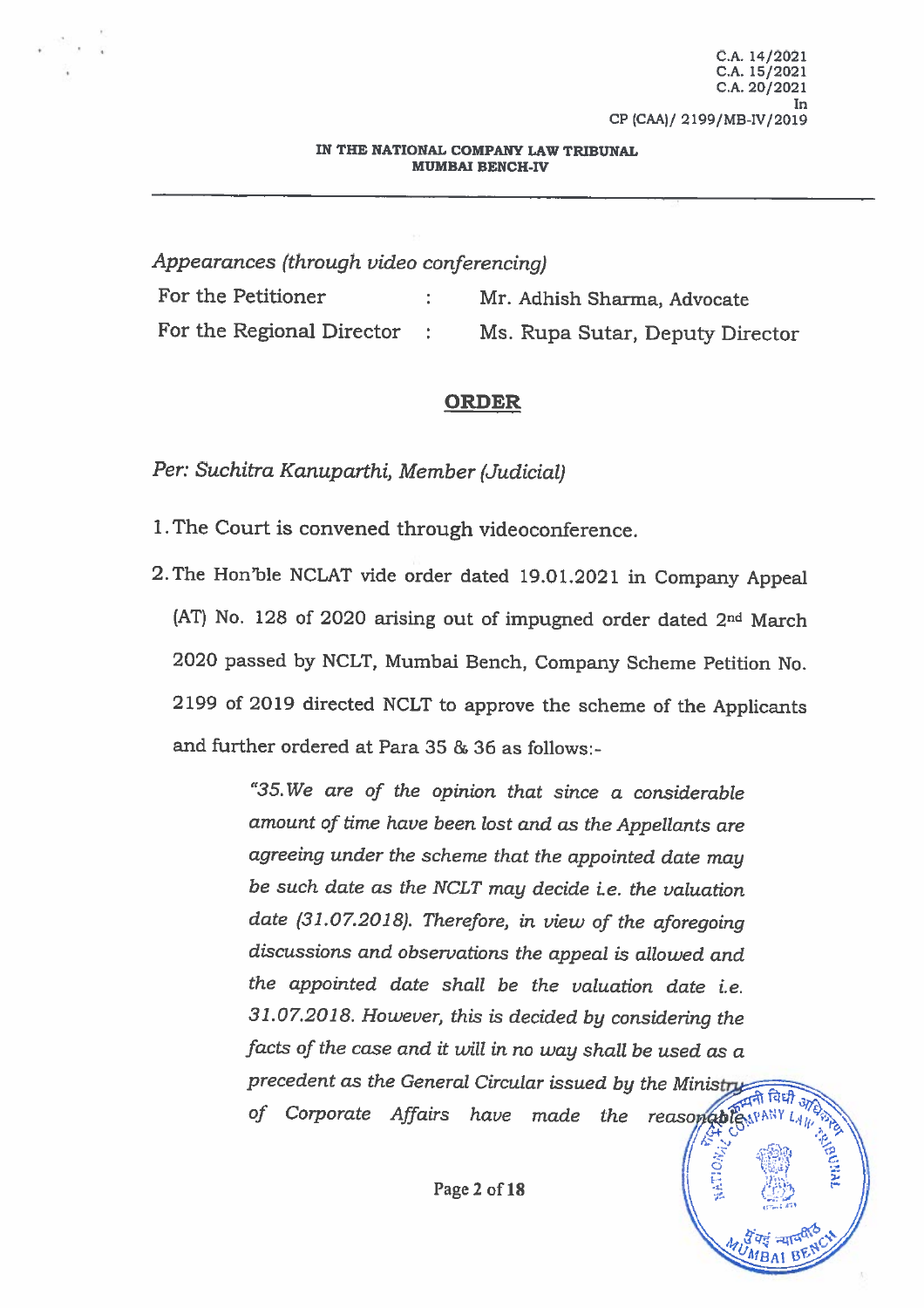C.A. 14/2021
C.A. 15/2021
C.A. 20/2021
In
CP (CAA)/ 2199/MB-IV/2019

**IN THE NATIONAL COMPANY LAW TRIBUNAL**
**MUMBAI BENCH-IV**

---

*Appearances (through video conferencing)*

| | | |
|---|---|---|
| For the Petitioner | : | Mr. Adhish Sharma, Advocate |
| For the Regional Director | : | Ms. Rupa Sutar, Deputy Director |

## ORDER

*Per: Suchitra Kanuparthi, Member (Judicial)*

1. The Court is convened through videoconference.

2. The Hon'ble NCLAT vide order dated 19.01.2021 in Company Appeal (AT) No. 128 of 2020 arising out of impugned order dated 2nd March 2020 passed by NCLT, Mumbai Bench, Company Scheme Petition No. 2199 of 2019 directed NCLT to approve the scheme of the Applicants and further ordered at Para 35 & 36 as follows:-

> *"35. We are of the opinion that since a considerable amount of time have been lost and as the Appellants are agreeing under the scheme that the appointed date may be such date as the NCLT may decide i.e. the valuation date (31.07.2018). Therefore, in view of the aforegoing discussions and observations the appeal is allowed and the appointed date shall be the valuation date i.e. 31.07.2018. However, this is decided by considering the facts of the case and it will in no way shall be used as a precedent as the General Circular issued by the Ministry of Corporate Affairs have made the reasonable*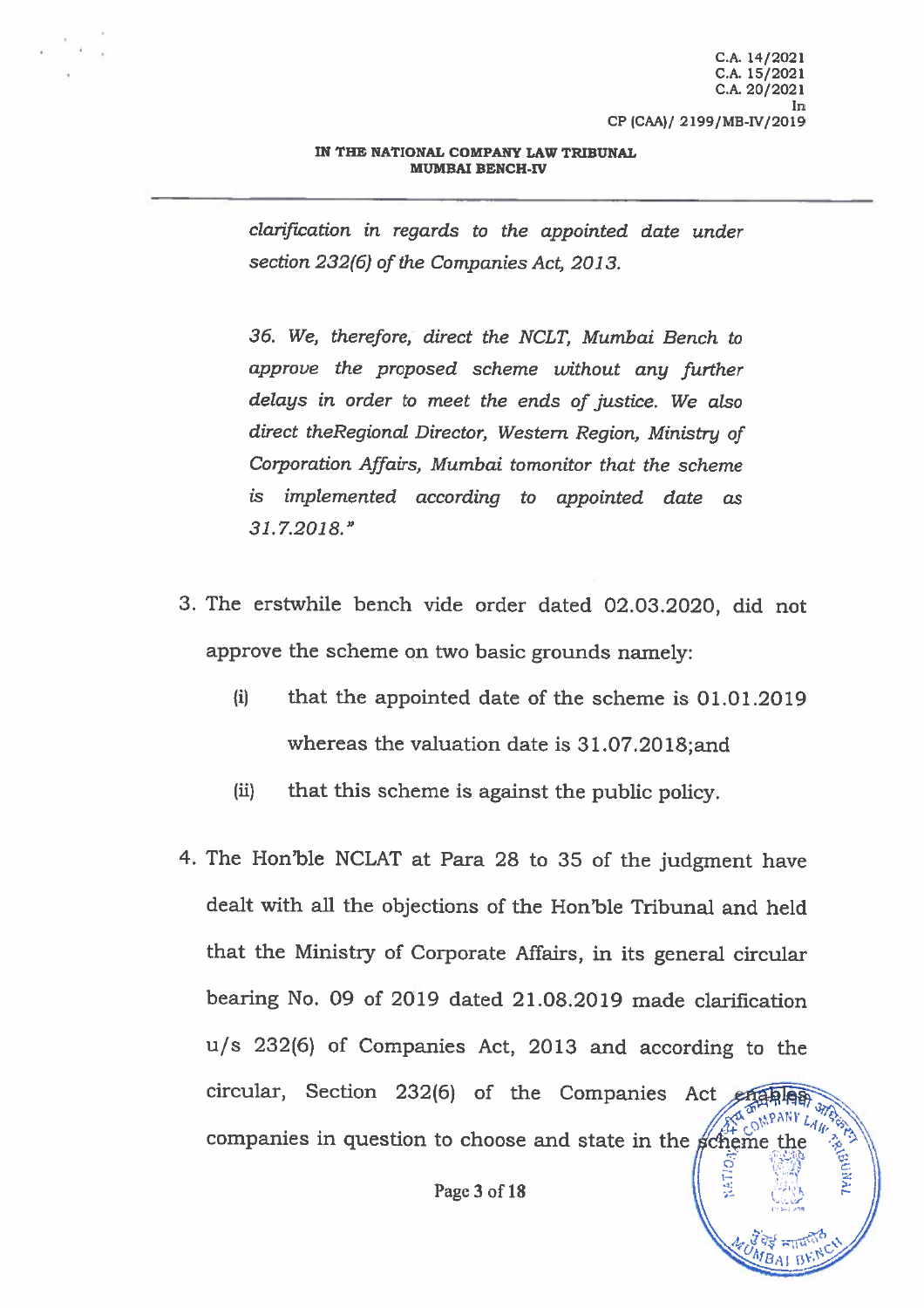*clarification in regards to the appointed date under section 232(6) of the Companies Act, 2013.*

*36. We, therefore, direct the NCLT, Mumbai Bench to approve the proposed scheme without any further delays in order to meet the ends of justice. We also direct theRegional Director, Western Region, Ministry of Corporation Affairs, Mumbai tomonitor that the scheme is implemented according to appointed date as 31.7.2018."*

3. The erstwhile bench vide order dated 02.03.2020, did not approve the scheme on two basic grounds namely:

   (i) that the appointed date of the scheme is 01.01.2019 whereas the valuation date is 31.07.2018;and

   (ii) that this scheme is against the public policy.

4. The Hon'ble NCLAT at Para 28 to 35 of the judgment have dealt with all the objections of the Hon'ble Tribunal and held that the Ministry of Corporate Affairs, in its general circular bearing No. 09 of 2019 dated 21.08.2019 made clarification u/s 232(6) of Companies Act, 2013 and according to the circular, Section 232(6) of the Companies Act enables companies in question to choose and state in the scheme the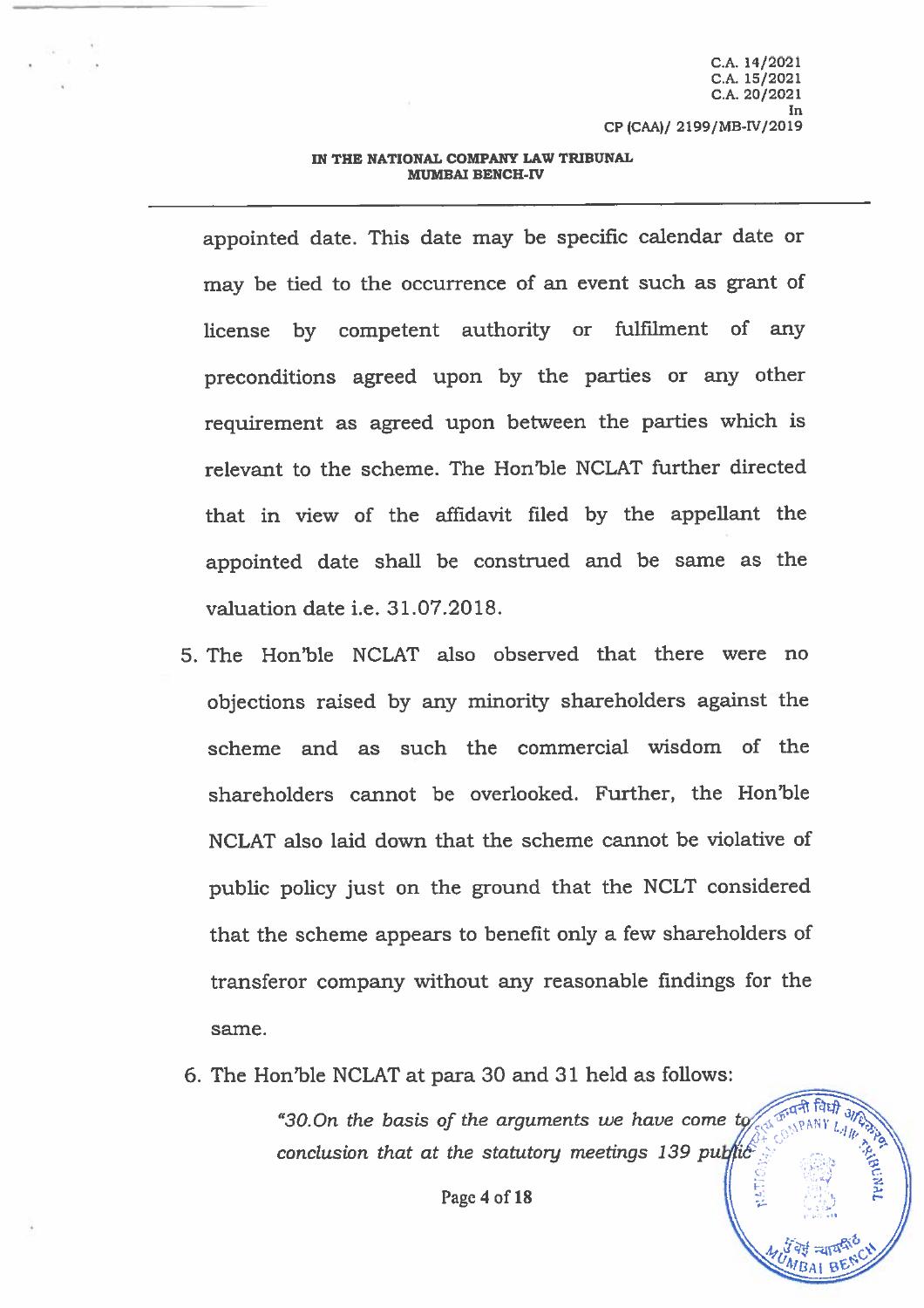appointed date. This date may be specific calendar date or may be tied to the occurrence of an event such as grant of license by competent authority or fulfilment of any preconditions agreed upon by the parties or any other requirement as agreed upon between the parties which is relevant to the scheme. The Hon'ble NCLAT further directed that in view of the affidavit filed by the appellant the appointed date shall be construed and be same as the valuation date i.e. 31.07.2018.

5. The Hon'ble NCLAT also observed that there were no objections raised by any minority shareholders against the scheme and as such the commercial wisdom of the shareholders cannot be overlooked. Further, the Hon'ble NCLAT also laid down that the scheme cannot be violative of public policy just on the ground that the NCLT considered that the scheme appears to benefit only a few shareholders of transferor company without any reasonable findings for the same.

6. The Hon'ble NCLAT at para 30 and 31 held as follows:

> *"30.On the basis of the arguments we have come to conclusion that at the statutory meetings 139 public*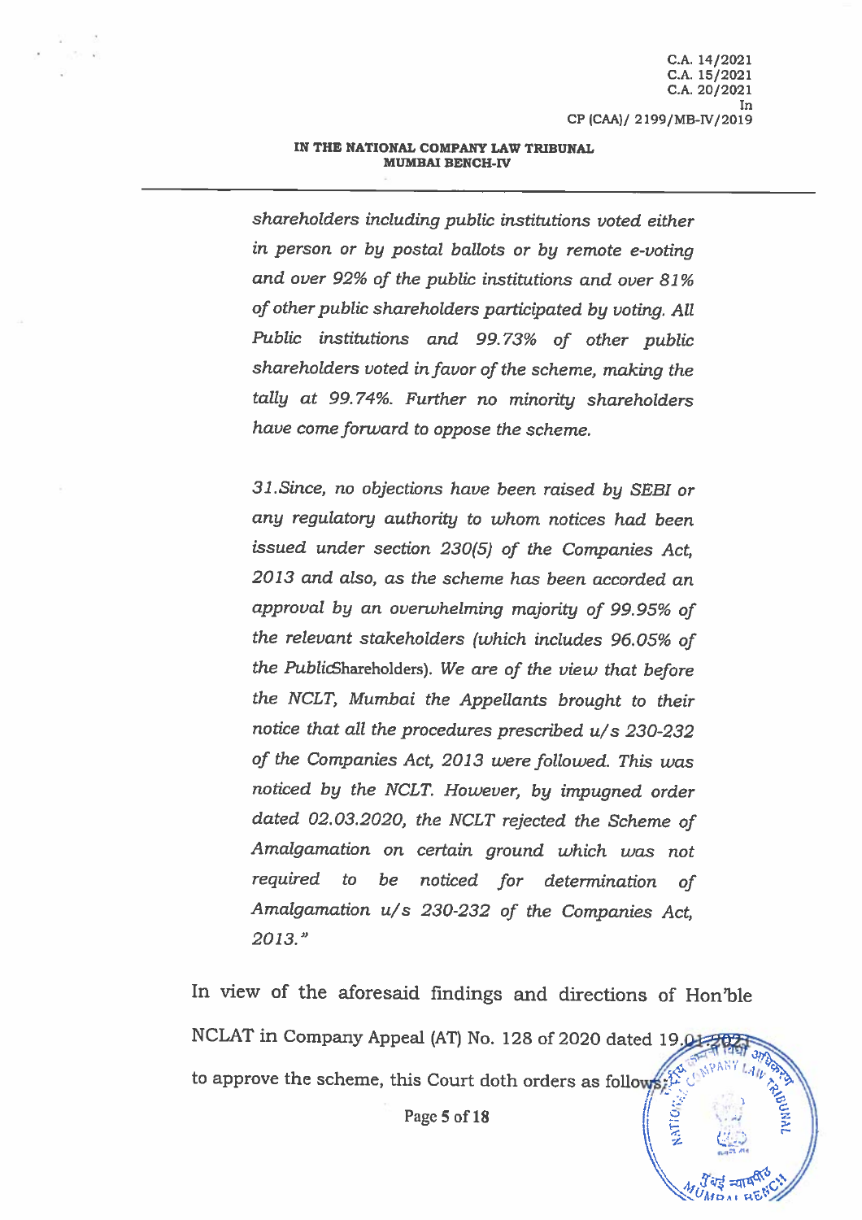*shareholders including public institutions voted either in person or by postal ballots or by remote e-voting and over 92% of the public institutions and over 81% of other public shareholders participated by voting. All Public institutions and 99.73% of other public shareholders voted in favor of the scheme, making the tally at 99.74%. Further no minority shareholders have come forward to oppose the scheme.*

*31.Since, no objections have been raised by SEBI or any regulatory authority to whom notices had been issued under section 230(5) of the Companies Act, 2013 and also, as the scheme has been accorded an approval by an overwhelming majority of 99.95% of the relevant stakeholders (which includes 96.05% of the Public*Shareholders). *We are of the view that before the NCLT, Mumbai the Appellants brought to their notice that all the procedures prescribed u/s 230-232 of the Companies Act, 2013 were followed. This was noticed by the NCLT. However, by impugned order dated 02.03.2020, the NCLT rejected the Scheme of Amalgamation on certain ground which was not required to be noticed for determination of Amalgamation u/s 230-232 of the Companies Act, 2013."*

In view of the aforesaid findings and directions of Hon'ble NCLAT in Company Appeal (AT) No. 128 of 2020 dated 19.01.2021 to approve the scheme, this Court doth orders as follows: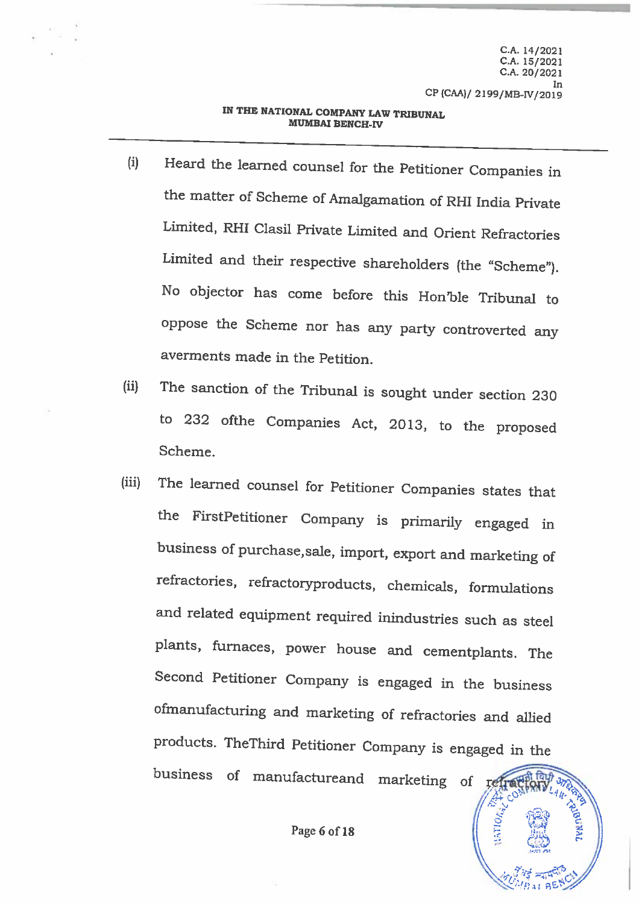(i) Heard the learned counsel for the Petitioner Companies in the matter of Scheme of Amalgamation of RHI India Private Limited, RHI Clasil Private Limited and Orient Refractories Limited and their respective shareholders (the "Scheme"). No objector has come before this Hon'ble Tribunal to oppose the Scheme nor has any party controverted any averments made in the Petition.

(ii) The sanction of the Tribunal is sought under section 230 to 232 ofthe Companies Act, 2013, to the proposed Scheme.

(iii) The learned counsel for Petitioner Companies states that the FirstPetitioner Company is primarily engaged in business of purchase,sale, import, export and marketing of refractories, refractoryproducts, chemicals, formulations and related equipment required inindustries such as steel plants, furnaces, power house and cementplants. The Second Petitioner Company is engaged in the business ofmanufacturing and marketing of refractories and allied products. TheThird Petitioner Company is engaged in the business of manufactureand marketing of refractory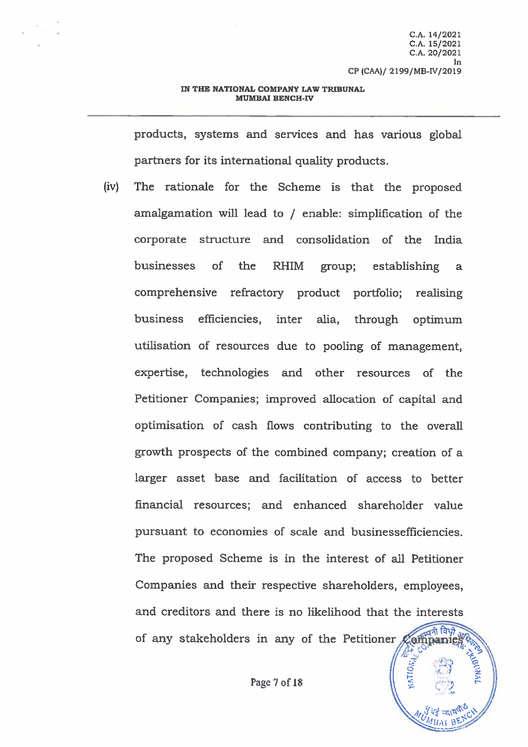products, systems and services and has various global partners for its international quality products.

(iv) The rationale for the Scheme is that the proposed amalgamation will lead to / enable: simplification of the corporate structure and consolidation of the India businesses of the RHIM group; establishing a comprehensive refractory product portfolio; realising business efficiencies, inter alia, through optimum utilisation of resources due to pooling of management, expertise, technologies and other resources of the Petitioner Companies; improved allocation of capital and optimisation of cash flows contributing to the overall growth prospects of the combined company; creation of a larger asset base and facilitation of access to better financial resources; and enhanced shareholder value pursuant to economies of scale and businessefficiencies. The proposed Scheme is in the interest of all Petitioner Companies and their respective shareholders, employees, and creditors and there is no likelihood that the interests of any stakeholders in any of the Petitioner Companies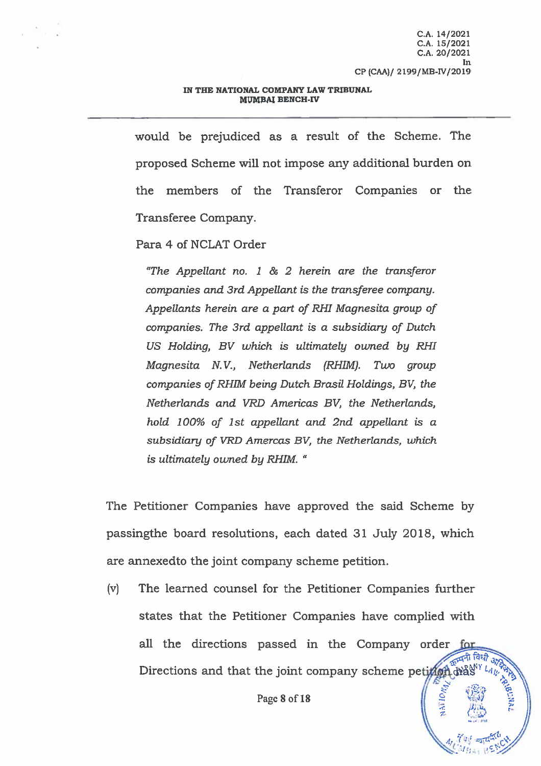would be prejudiced as a result of the Scheme. The proposed Scheme will not impose any additional burden on the members of the Transferor Companies or the Transferee Company.

Para 4 of NCLAT Order

*"The Appellant no. 1 & 2 herein are the transferor companies and 3rd Appellant is the transferee company. Appellants herein are a part of RHI Magnesita group of companies. The 3rd appellant is a subsidiary of Dutch US Holding, BV which is ultimately owned by RHI Magnesita N.V., Netherlands (RHIM). Two group companies of RHIM being Dutch Brasil Holdings, BV, the Netherlands and VRD Americas BV, the Netherlands, hold 100% of 1st appellant and 2nd appellant is a subsidiary of VRD Amercas BV, the Netherlands, which is ultimately owned by RHIM. "*

The Petitioner Companies have approved the said Scheme by passingthe board resolutions, each dated 31 July 2018, which are annexedto the joint company scheme petition.

(v) The learned counsel for the Petitioner Companies further states that the Petitioner Companies have complied with all the directions passed in the Company order for Directions and that the joint company scheme petition has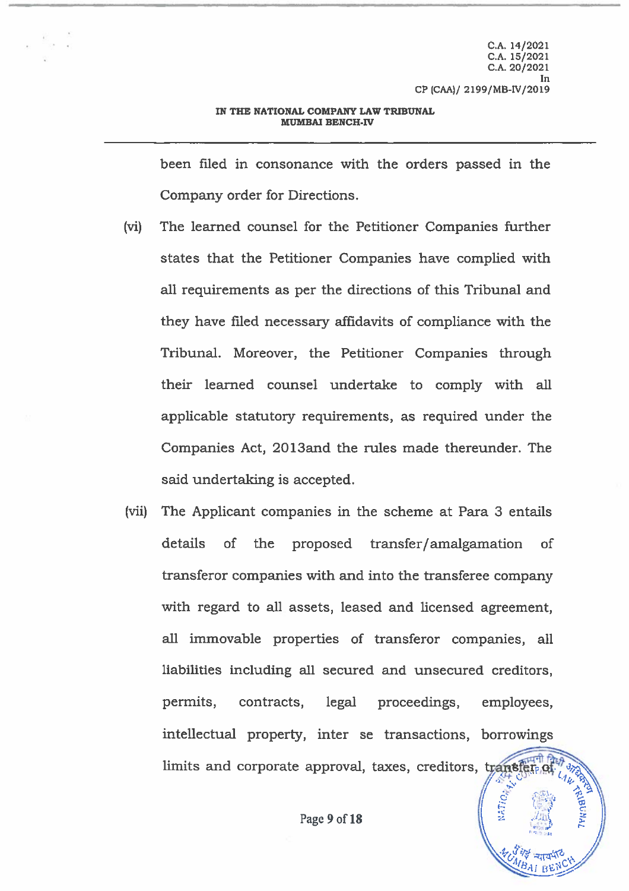been filed in consonance with the orders passed in the Company order for Directions.

(vi) The learned counsel for the Petitioner Companies further states that the Petitioner Companies have complied with all requirements as per the directions of this Tribunal and they have filed necessary affidavits of compliance with the Tribunal. Moreover, the Petitioner Companies through their learned counsel undertake to comply with all applicable statutory requirements, as required under the Companies Act, 2013and the rules made thereunder. The said undertaking is accepted.

(vii) The Applicant companies in the scheme at Para 3 entails details of the proposed transfer/amalgamation of transferor companies with and into the transferee company with regard to all assets, leased and licensed agreement, all immovable properties of transferor companies, all liabilities including all secured and unsecured creditors, permits, contracts, legal proceedings, employees, intellectual property, inter se transactions, borrowings limits and corporate approval, taxes, creditors, transfer of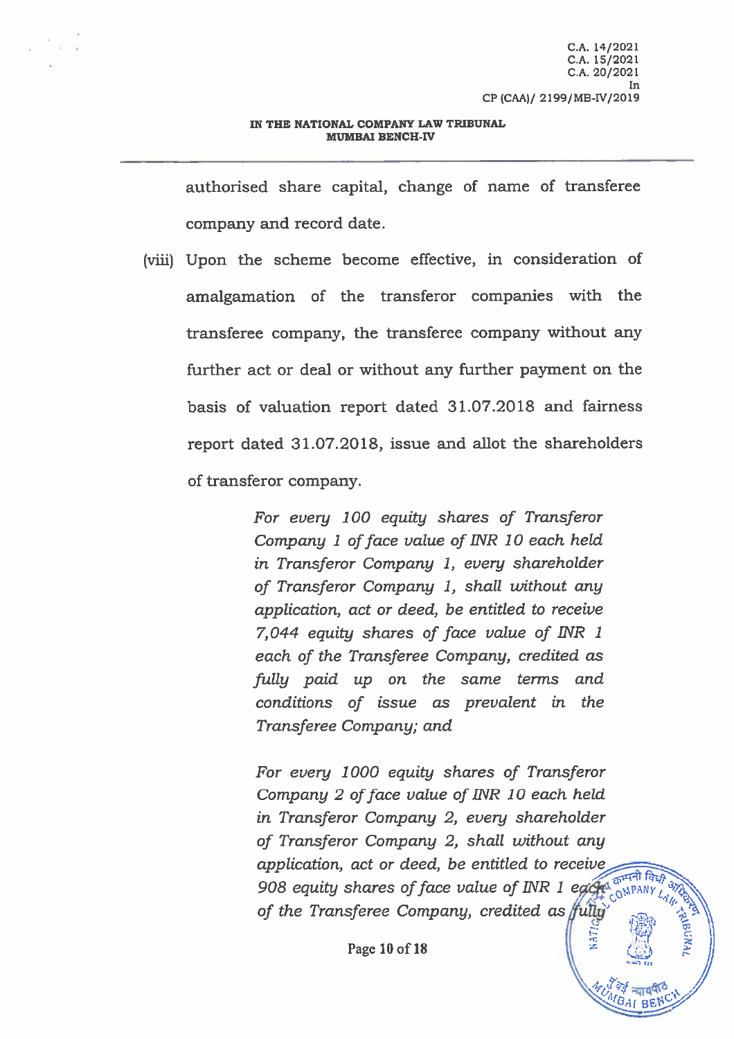authorised share capital, change of name of transferee company and record date.

(viii) Upon the scheme become effective, in consideration of amalgamation of the transferor companies with the transferee company, the transferee company without any further act or deal or without any further payment on the basis of valuation report dated 31.07.2018 and fairness report dated 31.07.2018, issue and allot the shareholders of transferor company.

> *For every 100 equity shares of Transferor Company 1 of face value of INR 10 each held in Transferor Company 1, every shareholder of Transferor Company 1, shall without any application, act or deed, be entitled to receive 7,044 equity shares of face value of INR 1 each of the Transferee Company, credited as fully paid up on the same terms and conditions of issue as prevalent in the Transferee Company; and*
>
> *For every 1000 equity shares of Transferor Company 2 of face value of INR 10 each held in Transferor Company 2, every shareholder of Transferor Company 2, shall without any application, act or deed, be entitled to receive 908 equity shares of face value of INR 1 each of the Transferee Company, credited as fully*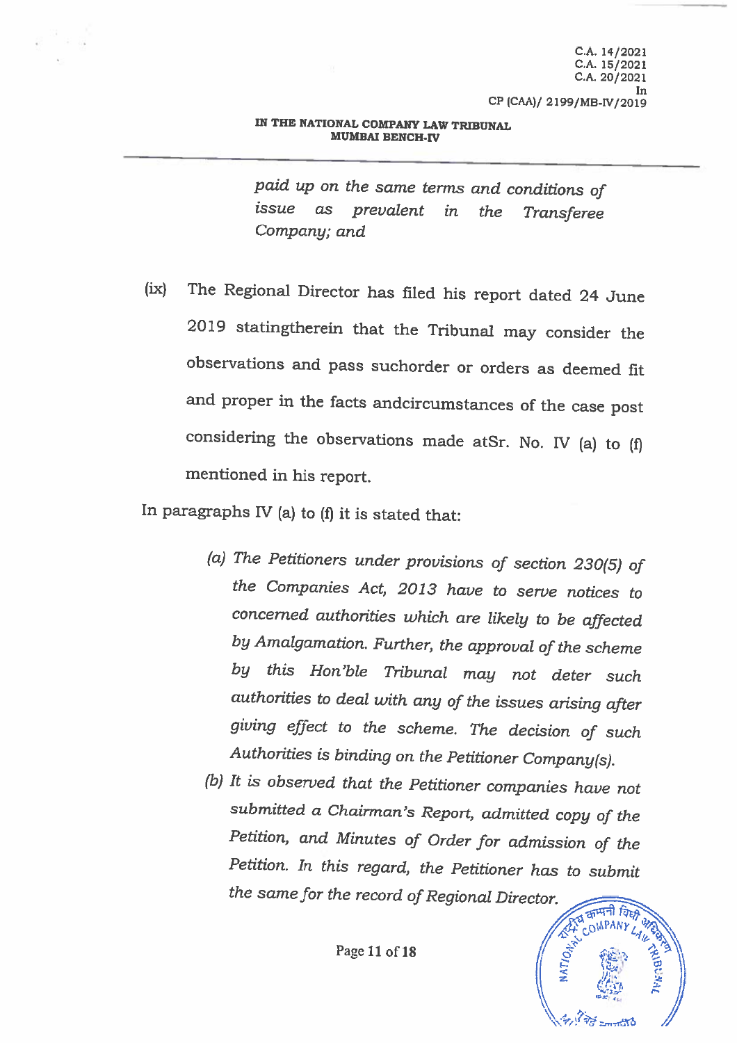*paid up on the same terms and conditions of issue as prevalent in the Transferee Company; and*

(ix) The Regional Director has filed his report dated 24 June 2019 statingtherein that the Tribunal may consider the observations and pass suchorder or orders as deemed fit and proper in the facts andcircumstances of the case post considering the observations made atSr. No. IV (a) to (f) mentioned in his report.

In paragraphs IV (a) to (f) it is stated that:

> *(a) The Petitioners under provisions of section 230(5) of the Companies Act, 2013 have to serve notices to concerned authorities which are likely to be affected by Amalgamation. Further, the approval of the scheme by this Hon'ble Tribunal may not deter such authorities to deal with any of the issues arising after giving effect to the scheme. The decision of such Authorities is binding on the Petitioner Company(s).*
>
> *(b) It is observed that the Petitioner companies have not submitted a Chairman's Report, admitted copy of the Petition, and Minutes of Order for admission of the Petition. In this regard, the Petitioner has to submit the same for the record of Regional Director.*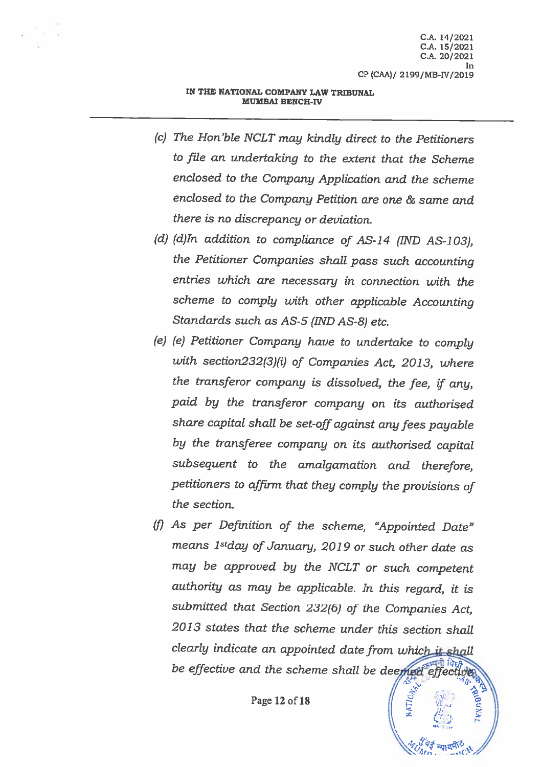- *(c) The Hon'ble NCLT may kindly direct to the Petitioners to file an undertaking to the extent that the Scheme enclosed to the Company Application and the scheme enclosed to the Company Petition are one & same and there is no discrepancy or deviation.*
- *(d) (d)In addition to compliance of AS-14 (IND AS-103), the Petitioner Companies shall pass such accounting entries which are necessary in connection with the scheme to comply with other applicable Accounting Standards such as AS-5 (IND AS-8) etc.*
- *(e) (e) Petitioner Company have to undertake to comply with section232(3)(i) of Companies Act, 2013, where the transferor company is dissolved, the fee, if any, paid by the transferor company on its authorised share capital shall be set-off against any fees payable by the transferee company on its authorised capital subsequent to the amalgamation and therefore, petitioners to affirm that they comply the provisions of the section.*
- *(f) As per Definition of the scheme, "Appointed Date" means 1st day of January, 2019 or such other date as may be approved by the NCLT or such competent authority as may be applicable. In this regard, it is submitted that Section 232(6) of the Companies Act, 2013 states that the scheme under this section shall clearly indicate an appointed date from which it shall be effective and the scheme shall be deemed effective*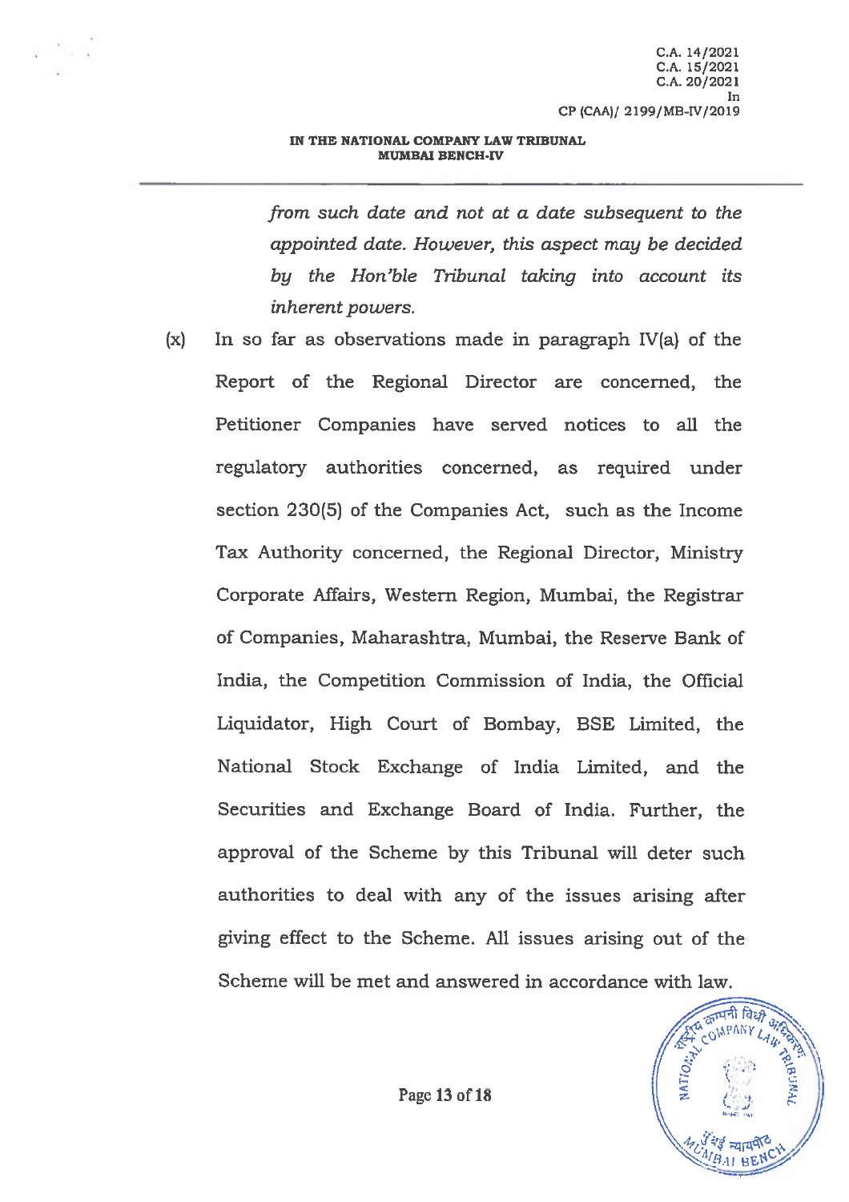*from such date and not at a date subsequent to the appointed date. However, this aspect may be decided by the Hon'ble Tribunal taking into account its inherent powers.*

(x) In so far as observations made in paragraph IV(a) of the Report of the Regional Director are concerned, the Petitioner Companies have served notices to all the regulatory authorities concerned, as required under section 230(5) of the Companies Act, such as the Income Tax Authority concerned, the Regional Director, Ministry Corporate Affairs, Western Region, Mumbai, the Registrar of Companies, Maharashtra, Mumbai, the Reserve Bank of India, the Competition Commission of India, the Official Liquidator, High Court of Bombay, BSE Limited, the National Stock Exchange of India Limited, and the Securities and Exchange Board of India. Further, the approval of the Scheme by this Tribunal will deter such authorities to deal with any of the issues arising after giving effect to the Scheme. All issues arising out of the Scheme will be met and answered in accordance with law.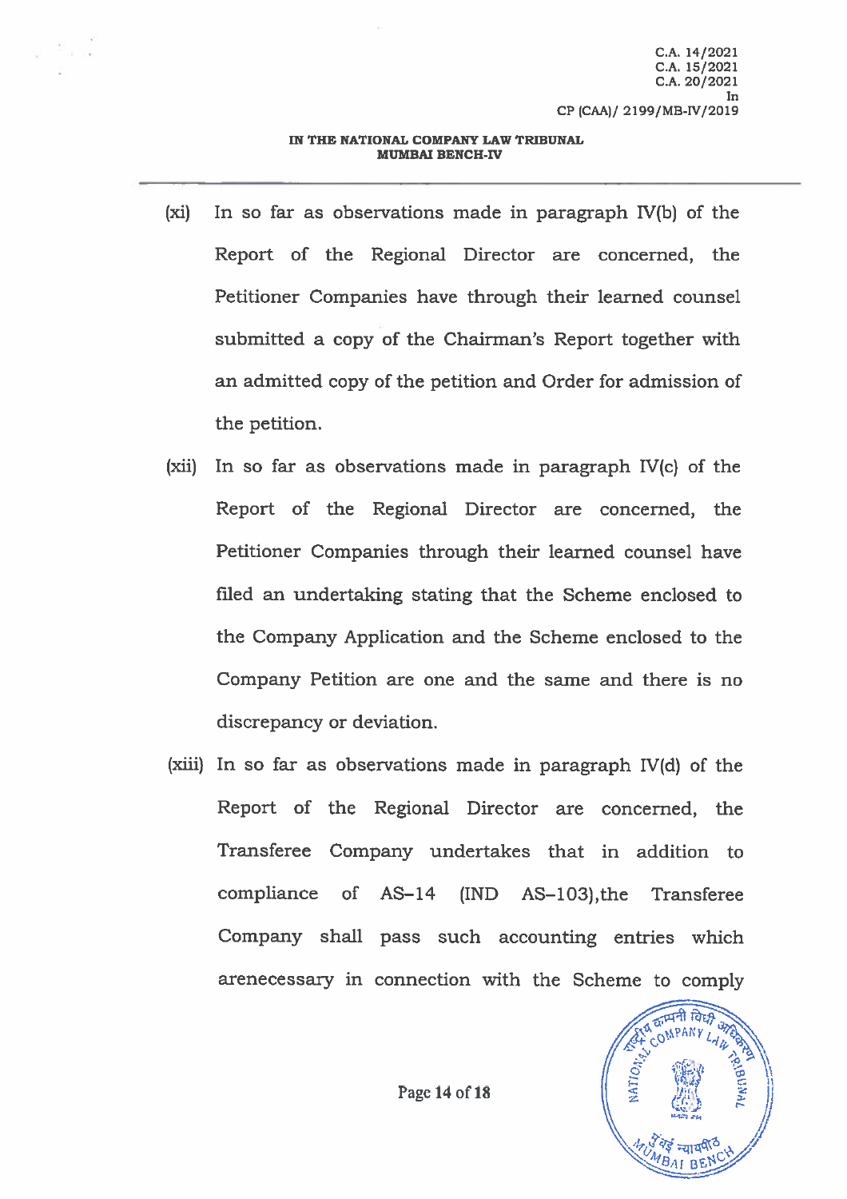(xi) In so far as observations made in paragraph IV(b) of the Report of the Regional Director are concerned, the Petitioner Companies have through their learned counsel submitted a copy of the Chairman's Report together with an admitted copy of the petition and Order for admission of the petition.

(xii) In so far as observations made in paragraph IV(c) of the Report of the Regional Director are concerned, the Petitioner Companies through their learned counsel have filed an undertaking stating that the Scheme enclosed to the Company Application and the Scheme enclosed to the Company Petition are one and the same and there is no discrepancy or deviation.

(xiii) In so far as observations made in paragraph IV(d) of the Report of the Regional Director are concerned, the Transferee Company undertakes that in addition to compliance of AS–14 (IND AS–103),the Transferee Company shall pass such accounting entries which arenecessary in connection with the Scheme to comply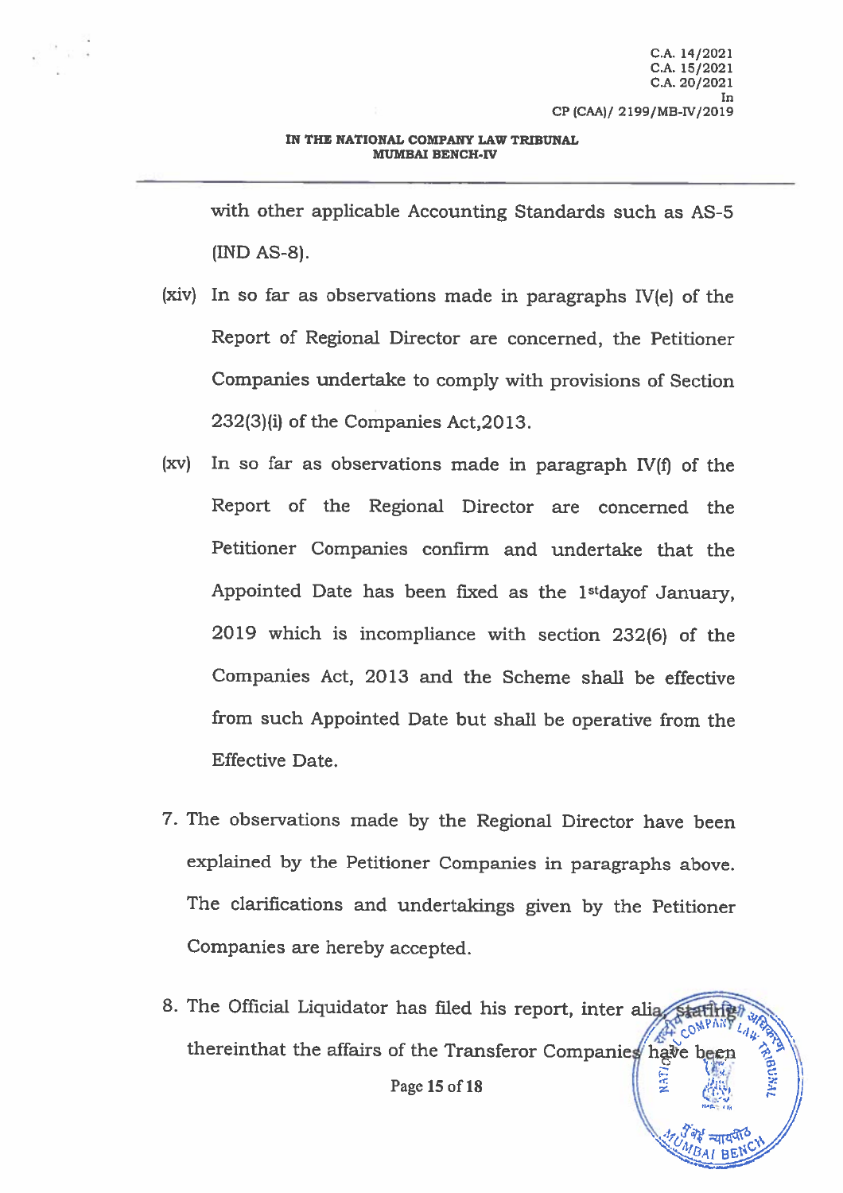with other applicable Accounting Standards such as AS-5 (IND AS-8).

(xiv) In so far as observations made in paragraphs IV(e) of the Report of Regional Director are concerned, the Petitioner Companies undertake to comply with provisions of Section 232(3)(i) of the Companies Act,2013.

(xv) In so far as observations made in paragraph IV(f) of the Report of the Regional Director are concerned the Petitioner Companies confirm and undertake that the Appointed Date has been fixed as the 1stdayof January, 2019 which is incompliance with section 232(6) of the Companies Act, 2013 and the Scheme shall be effective from such Appointed Date but shall be operative from the Effective Date.

7. The observations made by the Regional Director have been explained by the Petitioner Companies in paragraphs above. The clarifications and undertakings given by the Petitioner Companies are hereby accepted.

8. The Official Liquidator has filed his report, inter alia, stating thereinthat the affairs of the Transferor Companies have been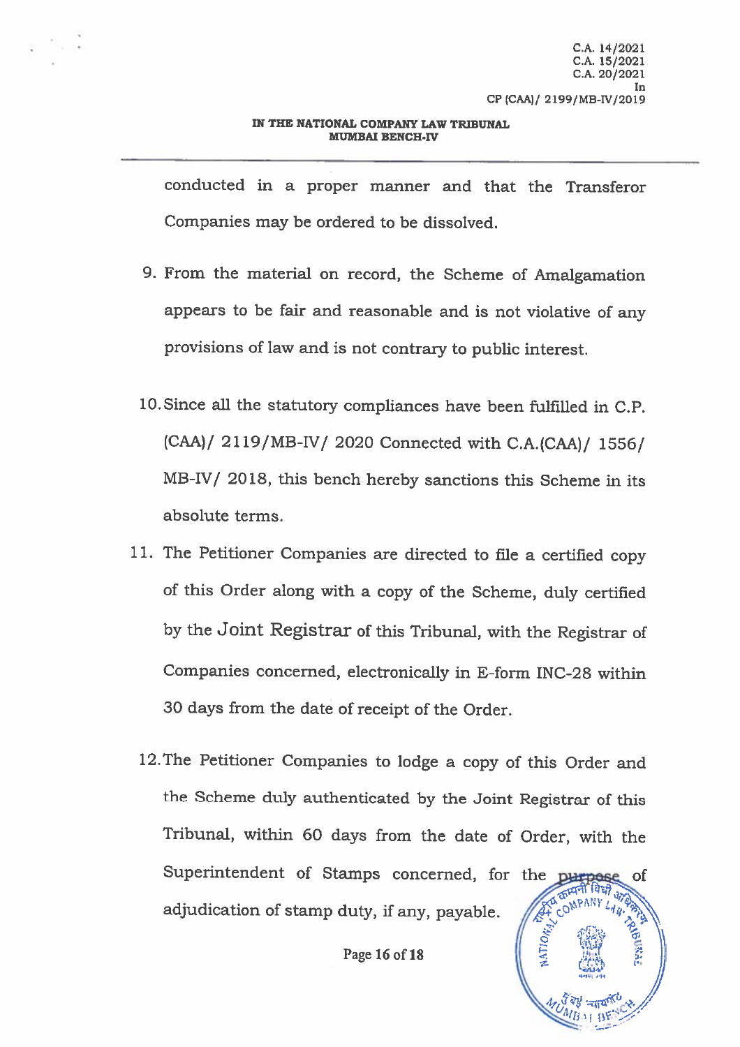conducted in a proper manner and that the Transferor Companies may be ordered to be dissolved.

9. From the material on record, the Scheme of Amalgamation appears to be fair and reasonable and is not violative of any provisions of law and is not contrary to public interest.

10. Since all the statutory compliances have been fulfilled in C.P. (CAA)/ 2119/MB-IV/ 2020 Connected with C.A.(CAA)/ 1556/ MB-IV/ 2018, this bench hereby sanctions this Scheme in its absolute terms.

11. The Petitioner Companies are directed to file a certified copy of this Order along with a copy of the Scheme, duly certified by the Joint Registrar of this Tribunal, with the Registrar of Companies concerned, electronically in E-form INC-28 within 30 days from the date of receipt of the Order.

12. The Petitioner Companies to lodge a copy of this Order and the Scheme duly authenticated by the Joint Registrar of this Tribunal, within 60 days from the date of Order, with the Superintendent of Stamps concerned, for the purpose of adjudication of stamp duty, if any, payable.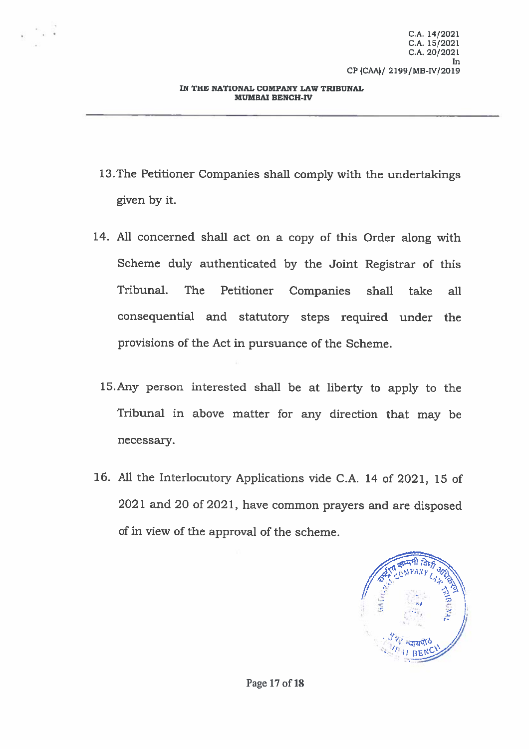13. The Petitioner Companies shall comply with the undertakings given by it.

14. All concerned shall act on a copy of this Order along with Scheme duly authenticated by the Joint Registrar of this Tribunal. The Petitioner Companies shall take all consequential and statutory steps required under the provisions of the Act in pursuance of the Scheme.

15. Any person interested shall be at liberty to apply to the Tribunal in above matter for any direction that may be necessary.

16. All the Interlocutory Applications vide C.A. 14 of 2021, 15 of 2021 and 20 of 2021, have common prayers and are disposed of in view of the approval of the scheme.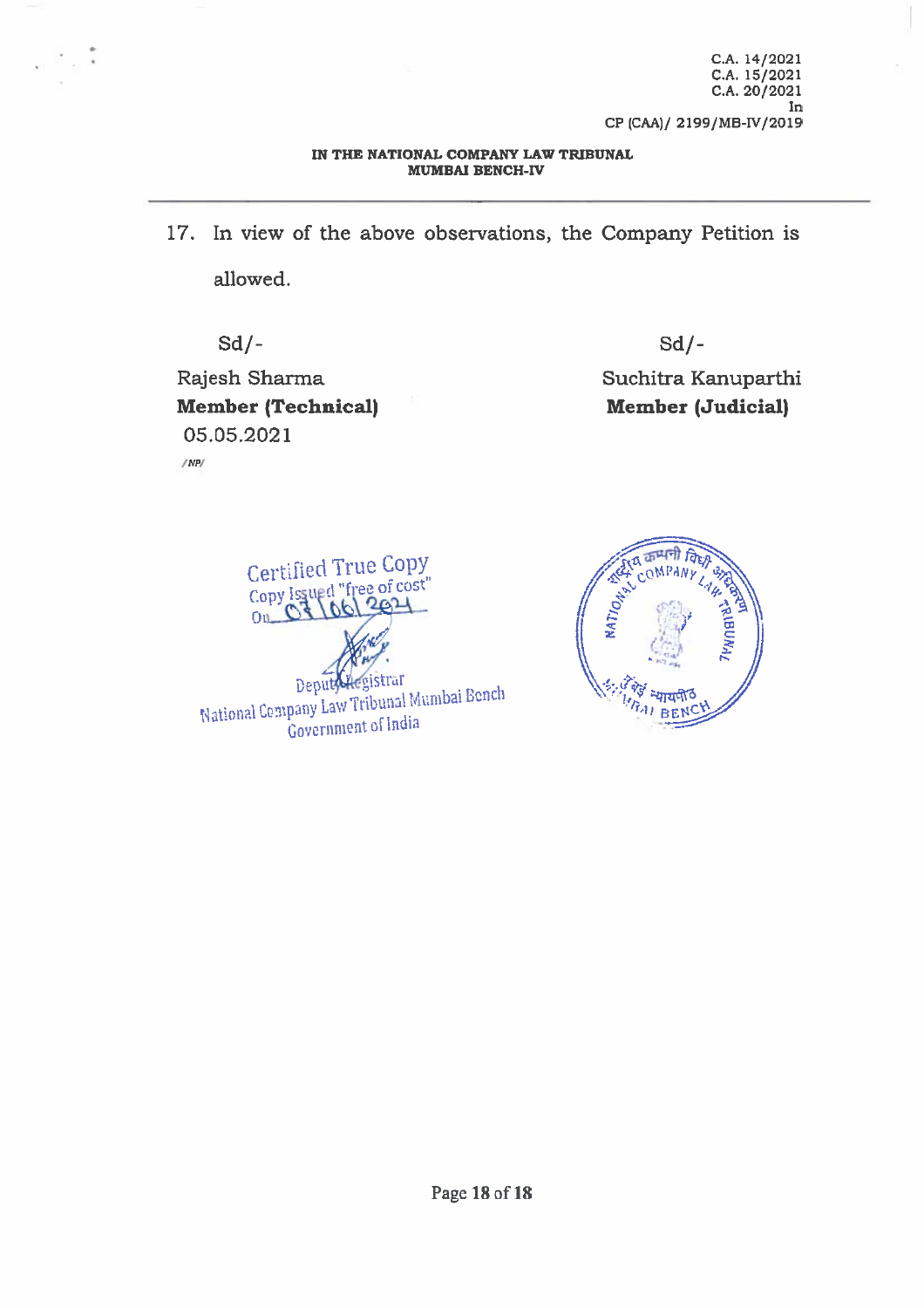17. In view of the above observations, the Company Petition is allowed.

| | |
|---|---|
| Sd/- | Sd/- |
| Rajesh Sharma | Suchitra Kanuparthi |
| **Member (Technical)** | **Member (Judicial)** |
| 05.05.2021 | |

/NP/

Certified True Copy
Copy Issued "free of cost"
On 07/06/2021

Deputy Registrar
National Company Law Tribunal Mumbai Bench
Government of India